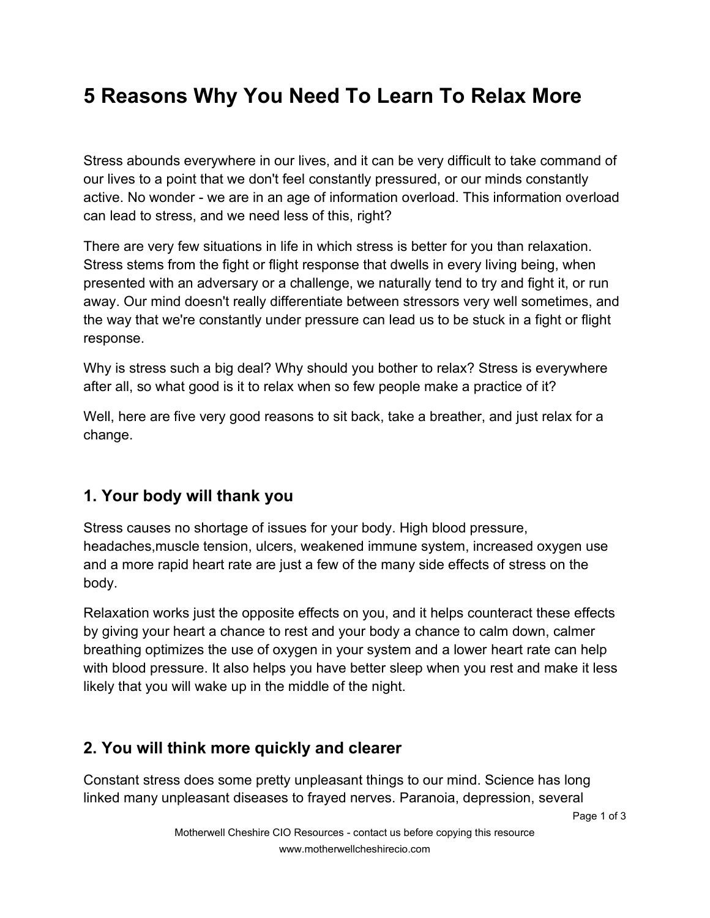# 5 Reasons Why You Need To Learn To Relax More

Stress abounds everywhere in our lives, and it can be very difficult to take command of our lives to a point that we don't feel constantly pressured, or our minds constantly active. No wonder - we are in an age of information overload. This information overload can lead to stress, and we need less of this, right?

There are very few situations in life in which stress is better for you than relaxation. Stress stems from the fight or flight response that dwells in every living being, when presented with an adversary or a challenge, we naturally tend to try and fight it, or run away. Our mind doesn't really differentiate between stressors very well sometimes, and the way that we're constantly under pressure can lead us to be stuck in a fight or flight response.

Why is stress such a big deal? Why should you bother to relax? Stress is everywhere after all, so what good is it to relax when so few people make a practice of it?

Well, here are five very good reasons to sit back, take a breather, and just relax for a change.

## 1. Your body will thank you

Stress causes no shortage of issues for your body. High blood pressure, headaches,muscle tension, ulcers, weakened immune system, increased oxygen use and a more rapid heart rate are just a few of the many side effects of stress on the body.

Relaxation works just the opposite effects on you, and it helps counteract these effects by giving your heart a chance to rest and your body a chance to calm down, calmer breathing optimizes the use of oxygen in your system and a lower heart rate can help with blood pressure. It also helps you have better sleep when you rest and make it less likely that you will wake up in the middle of the night.

## 2. You will think more quickly and clearer

Constant stress does some pretty unpleasant things to our mind. Science has long linked many unpleasant diseases to frayed nerves. Paranoia, depression, several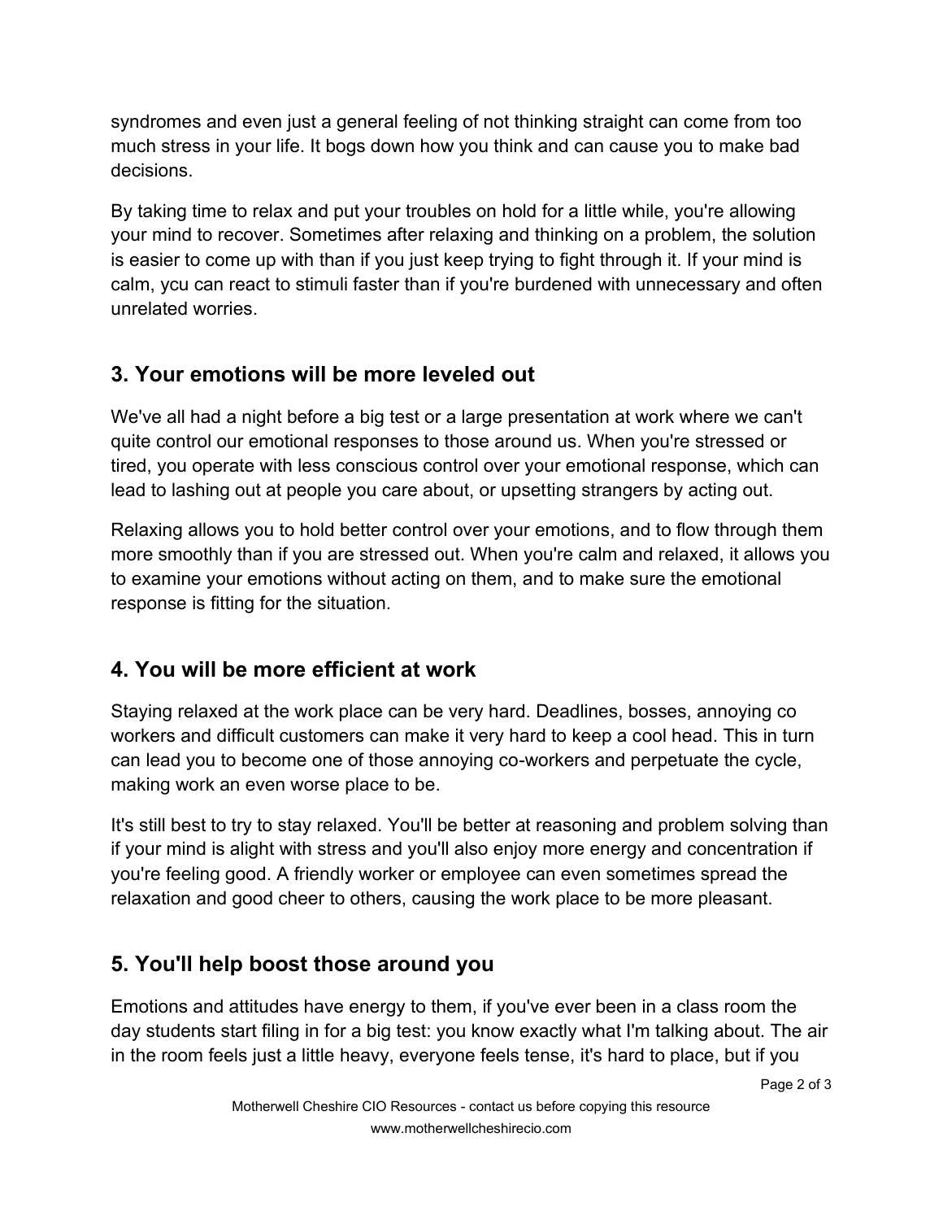syndromes and even just a general feeling of not thinking straight can come from too much stress in your life. It bogs down how you think and can cause you to make bad decisions.

By taking time to relax and put your troubles on hold for a little while, you're allowing your mind to recover. Sometimes after relaxing and thinking on a problem, the solution is easier to come up with than if you just keep trying to fight through it. If your mind is calm, ycu can react to stimuli faster than if you're burdened with unnecessary and often unrelated worries.

## 3. Your emotions will be more leveled out

We've all had a night before a big test or a large presentation at work where we can't quite control our emotional responses to those around us. When you're stressed or tired, you operate with less conscious control over your emotional response, which can lead to lashing out at people you care about, or upsetting strangers by acting out.

Relaxing allows you to hold better control over your emotions, and to flow through them more smoothly than if you are stressed out. When you're calm and relaxed, it allows you to examine your emotions without acting on them, and to make sure the emotional response is fitting for the situation.

## 4. You will be more efficient at work

Staying relaxed at the work place can be very hard. Deadlines, bosses, annoying co workers and difficult customers can make it very hard to keep a cool head. This in turn can lead you to become one of those annoying co-workers and perpetuate the cycle, making work an even worse place to be.

It's still best to try to stay relaxed. You'll be better at reasoning and problem solving than if your mind is alight with stress and you'll also enjoy more energy and concentration if you're feeling good. A friendly worker or employee can even sometimes spread the relaxation and good cheer to others, causing the work place to be more pleasant.

## 5. You'll help boost those around you

Emotions and attitudes have energy to them, if you've ever been in a class room the day students start filing in for a big test: you know exactly what I'm talking about. The air in the room feels just a little heavy, everyone feels tense, it's hard to place, but if you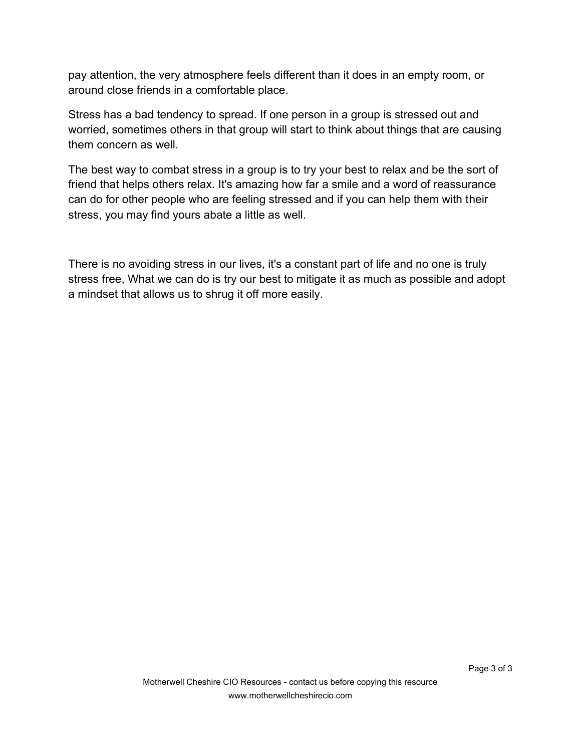pay attention, the very atmosphere feels different than it does in an empty room, or around close friends in a comfortable place.

Stress has a bad tendency to spread. If one person in a group is stressed out and worried, sometimes others in that group will start to think about things that are causing them concern as well.

The best way to combat stress in a group is to try your best to relax and be the sort of friend that helps others relax. It's amazing how far a smile and a word of reassurance can do for other people who are feeling stressed and if you can help them with their stress, you may find yours abate a little as well.

There is no avoiding stress in our lives, it's a constant part of life and no one is truly stress free, What we can do is try our best to mitigate it as much as possible and adopt a mindset that allows us to shrug it off more easily.